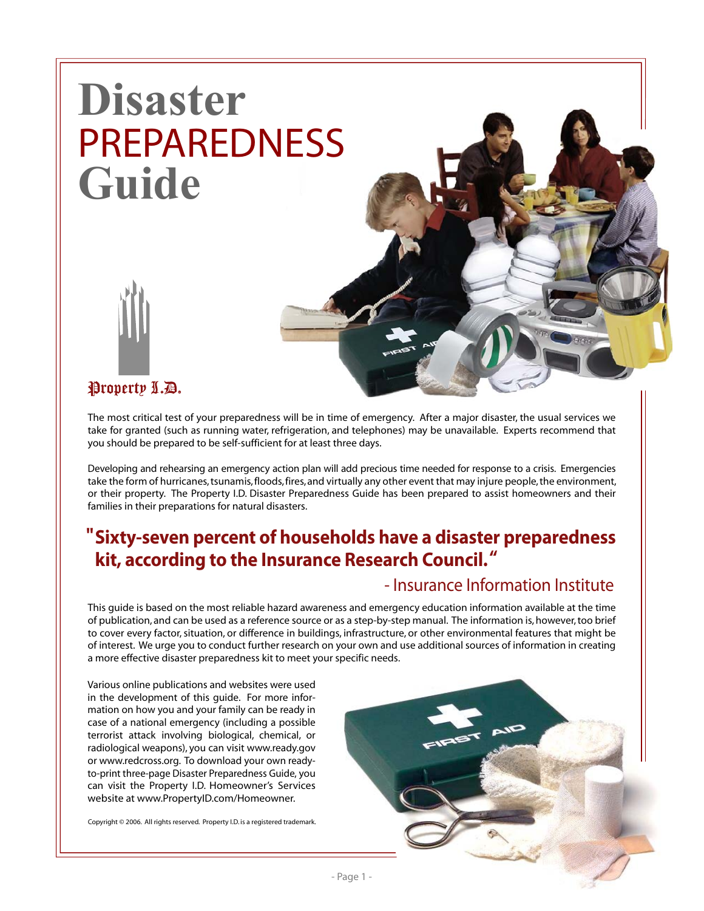# Disaster PREPAREDNESS Guide

Property I.D.

The most critical test of your preparedness will be in time of emergency. After a major disaster, the usual services we take for granted (such as running water, refrigeration, and telephones) may be unavailable. Experts recommend that you should be prepared to be self-sufficient for at least three days.

Developing and rehearsing an emergency action plan will add precious time needed for response to a crisis. Emergencies take the form of hurricanes, tsunamis, floods, fires, and virtually any other event that may injure people, the environment, or their property. The Property I.D. Disaster Preparedness Guide has been prepared to assist homeowners and their families in their preparations for natural disasters.

> **"Sixty-seven percent of households have a disaster preparedness kit, according to the Insurance Research Council."**
>
> - Insurance Information Institute

This guide is based on the most reliable hazard awareness and emergency education information available at the time of publication, and can be used as a reference source or as a step-by-step manual. The information is, however, too brief to cover every factor, situation, or difference in buildings, infrastructure, or other environmental features that might be of interest. We urge you to conduct further research on your own and use additional sources of information in creating a more effective disaster preparedness kit to meet your specific needs.

Various online publications and websites were used in the development of this guide. For more information on how you and your family can be ready in case of a national emergency (including a possible terrorist attack involving biological, chemical, or radiological weapons), you can visit www.ready.gov or www.redcross.org. To download your own ready-to-print three-page Disaster Preparedness Guide, you can visit the Property I.D. Homeowner's Services website at www.PropertyID.com/Homeowner.

Copyright © 2006. All rights reserved. Property I.D. is a registered trademark.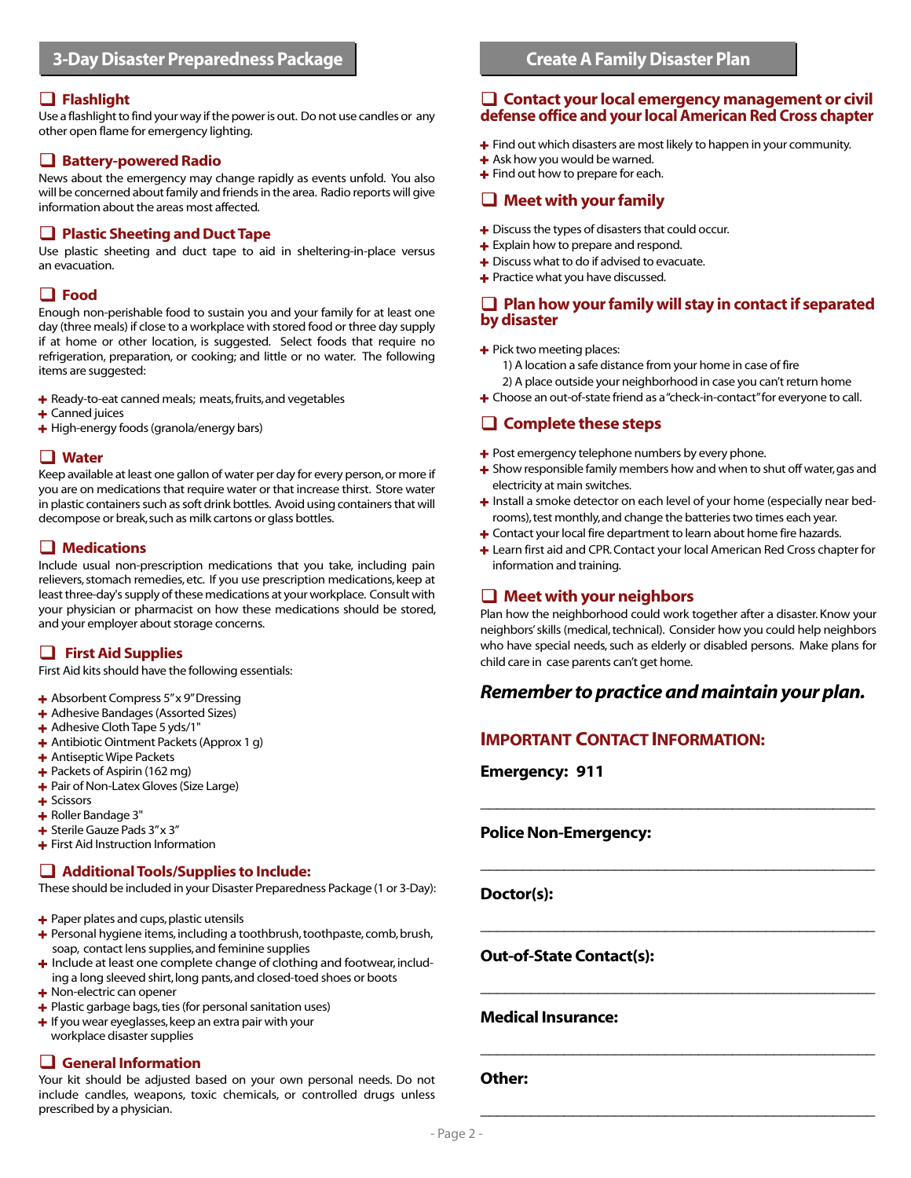## 3-Day Disaster Preparedness Package

### ❑ Flashlight

Use a flashlight to find your way if the power is out. Do not use candles or any other open flame for emergency lighting.

### ❑ Battery-powered Radio

News about the emergency may change rapidly as events unfold. You also will be concerned about family and friends in the area. Radio reports will give information about the areas most affected.

### ❑ Plastic Sheeting and Duct Tape

Use plastic sheeting and duct tape to aid in sheltering-in-place versus an evacuation.

### ❑ Food

Enough non-perishable food to sustain you and your family for at least one day (three meals) if close to a workplace with stored food or three day supply if at home or other location, is suggested. Select foods that require no refrigeration, preparation, or cooking; and little or no water. The following items are suggested:

- Ready-to-eat canned meals; meats, fruits, and vegetables
- Canned juices
- High-energy foods (granola/energy bars)

### ❑ Water

Keep available at least one gallon of water per day for every person, or more if you are on medications that require water or that increase thirst. Store water in plastic containers such as soft drink bottles. Avoid using containers that will decompose or break, such as milk cartons or glass bottles.

### ❑ Medications

Include usual non-prescription medications that you take, including pain relievers, stomach remedies, etc. If you use prescription medications, keep at least three-day's supply of these medications at your workplace. Consult with your physician or pharmacist on how these medications should be stored, and your employer about storage concerns.

### ❑ First Aid Supplies

First Aid kits should have the following essentials:

- Absorbent Compress 5" x 9" Dressing
- Adhesive Bandages (Assorted Sizes)
- Adhesive Cloth Tape 5 yds/1"
- Antibiotic Ointment Packets (Approx 1 g)
- Antiseptic Wipe Packets
- Packets of Aspirin (162 mg)
- Pair of Non-Latex Gloves (Size Large)
- Scissors
- Roller Bandage 3"
- Sterile Gauze Pads 3" x 3"
- First Aid Instruction Information

### ❑ Additional Tools/Supplies to Include:

These should be included in your Disaster Preparedness Package (1 or 3-Day):

- Paper plates and cups, plastic utensils
- Personal hygiene items, including a toothbrush, toothpaste, comb, brush, soap, contact lens supplies, and feminine supplies
- Include at least one complete change of clothing and footwear, including a long sleeved shirt, long pants, and closed-toed shoes or boots
- Non-electric can opener
- Plastic garbage bags, ties (for personal sanitation uses)
- If you wear eyeglasses, keep an extra pair with your workplace disaster supplies

### ❑ General Information

Your kit should be adjusted based on your own personal needs. Do not include candles, weapons, toxic chemicals, or controlled drugs unless prescribed by a physician.

## Create A Family Disaster Plan

### ❑ Contact your local emergency management or civil defense office and your local American Red Cross chapter

- Find out which disasters are most likely to happen in your community.
- Ask how you would be warned.
- Find out how to prepare for each.

### ❑ Meet with your family

- Discuss the types of disasters that could occur.
- Explain how to prepare and respond.
- Discuss what to do if advised to evacuate.
- Practice what you have discussed.

### ❑ Plan how your family will stay in contact if separated by disaster

- Pick two meeting places:
  1) A location a safe distance from your home in case of fire
  2) A place outside your neighborhood in case you can't return home
- Choose an out-of-state friend as a "check-in-contact" for everyone to call.

### ❑ Complete these steps

- Post emergency telephone numbers by every phone.
- Show responsible family members how and when to shut off water, gas and electricity at main switches.
- Install a smoke detector on each level of your home (especially near bedrooms), test monthly, and change the batteries two times each year.
- Contact your local fire department to learn about home fire hazards.
- Learn first aid and CPR. Contact your local American Red Cross chapter for information and training.

### ❑ Meet with your neighbors

Plan how the neighborhood could work together after a disaster. Know your neighbors' skills (medical, technical). Consider how you could help neighbors who have special needs, such as elderly or disabled persons. Make plans for child care in case parents can't get home.

***Remember to practice and maintain your plan.***

### IMPORTANT CONTACT INFORMATION:

**Emergency: 911**

_______________________________________________

**Police Non-Emergency:**

_______________________________________________

**Doctor(s):**

_______________________________________________

**Out-of-State Contact(s):**

_______________________________________________

**Medical Insurance:**

_______________________________________________

**Other:**

_______________________________________________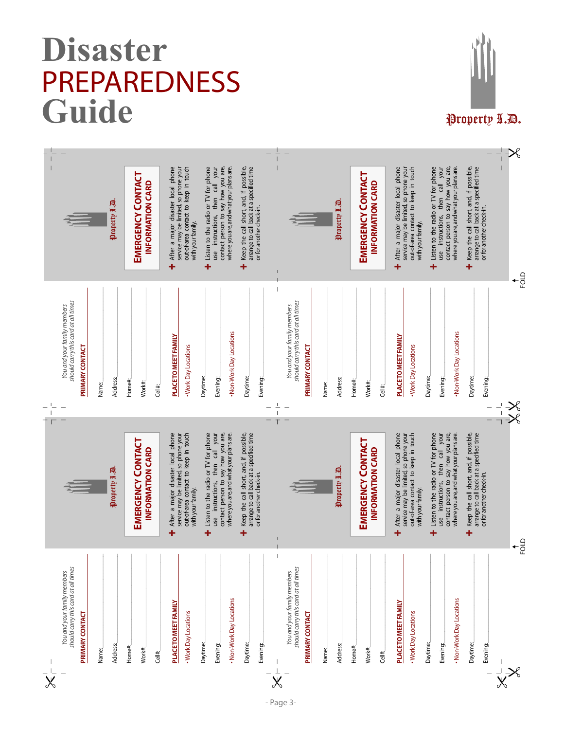# Disaster PREPAREDNESS Guide

Property I.D.

## EMERGENCY CONTACT INFORMATION CARD

Property I.D.

- After a major disaster local phone service may be limited, so phone your out-of-area contact to keep in touch with your family.
- Listen to the radio or TV for phone use instructions, then call your contact person to say how you are, where you are, and what your plans are.
- Keep the call short, and, if possible, arrange to call back at a specified time or for another check-in.

FOLD

*You and your family members should carry this card at all times*

**PRIMARY CONTACT**

Name:

Address:

Home#:

Work#:

Cell#:

**PLACE TO MEET FAMILY**

- Work Day Locations

Daytime:

Evening:

- Non-Work Day Locations

Daytime:

Evening:

## EMERGENCY CONTACT INFORMATION CARD

Property I.D.

- After a major disaster local phone service may be limited, so phone your out-of-area contact to keep in touch with your family.
- Listen to the radio or TV for phone use instructions, then call your contact person to say how you are, where you are, and what your plans are.
- Keep the call short, and, if possible, arrange to call back at a specified time or for another check-in.

FOLD

*You and your family members should carry this card at all times*

**PRIMARY CONTACT**

Name:

Address:

Home#:

Work#:

Cell#:

**PLACE TO MEET FAMILY**

- Work Day Locations

Daytime:

Evening:

- Non-Work Day Locations

Daytime:

Evening:

## EMERGENCY CONTACT INFORMATION CARD

Property I.D.

- After a major disaster local phone service may be limited, so phone your out-of-area contact to keep in touch with your family.
- Listen to the radio or TV for phone use instructions, then call your contact person to say how you are, where you are, and what your plans are.
- Keep the call short, and, if possible, arrange to call back at a specified time or for another check-in.

*You and your family members should carry this card at all times*

**PRIMARY CONTACT**

Name:

Address:

Home#:

Work#:

Cell#:

**PLACE TO MEET FAMILY**

- Work Day Locations

Daytime:

Evening:

- Non-Work Day Locations

Daytime:

Evening:

## EMERGENCY CONTACT INFORMATION CARD

Property I.D.

- After a major disaster local phone service may be limited, so phone your out-of-area contact to keep in touch with your family.
- Listen to the radio or TV for phone use instructions, then call your contact person to say how you are, where you are, and what your plans are.
- Keep the call short, and, if possible, arrange to call back at a specified time or for another check-in.

*You and your family members should carry this card at all times*

**PRIMARY CONTACT**

Name:

Address:

Home#:

Work#:

Cell#:

**PLACE TO MEET FAMILY**

- Work Day Locations

Daytime:

Evening:

- Non-Work Day Locations

Daytime:

Evening: